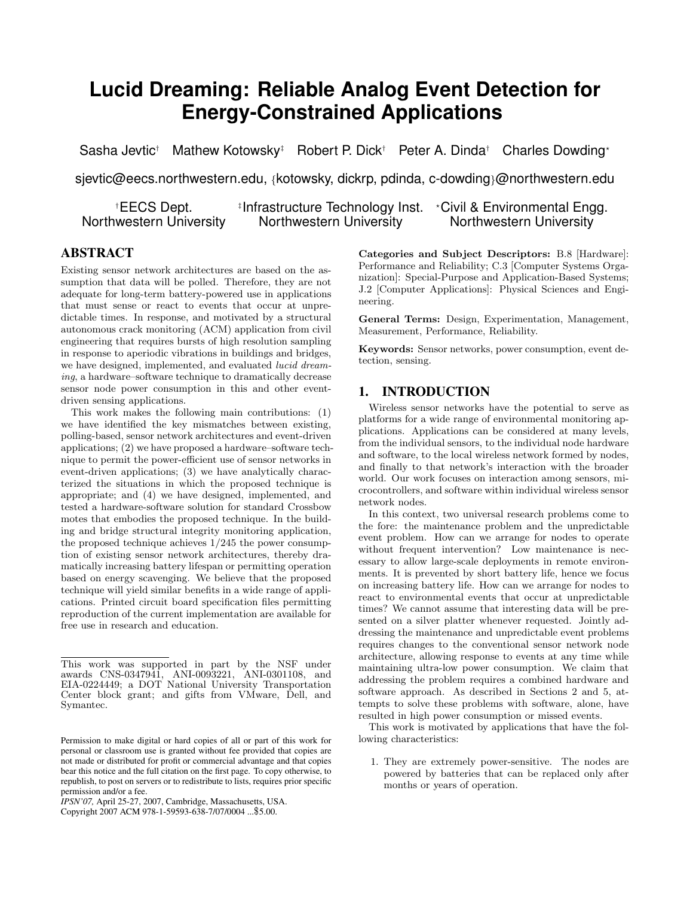# Lucid Dreaming: Reliable Analog Event Detection for Energy-Constrained Applications

Sasha Jevtic[†] Mathew Kotowsky[‡] Robert P. Dick[†] Peter A. Dinda[†] Charles Dowding[⋆]

sjevtic@eecs.northwestern.edu, {kotowsky, dickrp, pdinda, c-dowding}@northwestern.edu

[†]EECS Dept. Northwestern University  [‡]Infrastructure Technology Inst. Northwestern University  [⋆]Civil & Environmental Engg. Northwestern University

## ABSTRACT

Existing sensor network architectures are based on the assumption that data will be polled. Therefore, they are not adequate for long-term battery-powered use in applications that must sense or react to events that occur at unpredictable times. In response, and motivated by a structural autonomous crack monitoring (ACM) application from civil engineering that requires bursts of high resolution sampling in response to aperiodic vibrations in buildings and bridges, we have designed, implemented, and evaluated *lucid dreaming*, a hardware–software technique to dramatically decrease sensor node power consumption in this and other event-driven sensing applications.

This work makes the following main contributions: (1) we have identified the key mismatches between existing, polling-based, sensor network architectures and event-driven applications; (2) we have proposed a hardware–software technique to permit the power-efficient use of sensor networks in event-driven applications; (3) we have analytically characterized the situations in which the proposed technique is appropriate; and (4) we have designed, implemented, and tested a hardware-software solution for standard Crossbow motes that embodies the proposed technique. In the building and bridge structural integrity monitoring application, the proposed technique achieves 1/245 the power consumption of existing sensor network architectures, thereby dramatically increasing battery lifespan or permitting operation based on energy scavenging. We believe that the proposed technique will yield similar benefits in a wide range of applications. Printed circuit board specification files permitting reproduction of the current implementation are available for free use in research and education.

This work was supported in part by the NSF under awards CNS-0347941, ANI-0093221, ANI-0301108, and EIA-0224449; a DOT National University Transportation Center block grant; and gifts from VMware, Dell, and Symantec.

Permission to make digital or hard copies of all or part of this work for personal or classroom use is granted without fee provided that copies are not made or distributed for profit or commercial advantage and that copies bear this notice and the full citation on the first page. To copy otherwise, to republish, to post on servers or to redistribute to lists, requires prior specific permission and/or a fee.
*IPSN'07,* April 25-27, 2007, Cambridge, Massachusetts, USA.
Copyright 2007 ACM 978-1-59593-638-7/07/0004 ...$5.00.

**Categories and Subject Descriptors:** B.8 [Hardware]: Performance and Reliability; C.3 [Computer Systems Organization]: Special-Purpose and Application-Based Systems; J.2 [Computer Applications]: Physical Sciences and Engineering.

**General Terms:** Design, Experimentation, Management, Measurement, Performance, Reliability.

**Keywords:** Sensor networks, power consumption, event detection, sensing.

## 1. INTRODUCTION

Wireless sensor networks have the potential to serve as platforms for a wide range of environmental monitoring applications. Applications can be considered at many levels, from the individual sensors, to the individual node hardware and software, to the local wireless network formed by nodes, and finally to that network's interaction with the broader world. Our work focuses on interaction among sensors, microcontrollers, and software within individual wireless sensor network nodes.

In this context, two universal research problems come to the fore: the maintenance problem and the unpredictable event problem. How can we arrange for nodes to operate without frequent intervention? Low maintenance is necessary to allow large-scale deployments in remote environments. It is prevented by short battery life, hence we focus on increasing battery life. How can we arrange for nodes to react to environmental events that occur at unpredictable times? We cannot assume that interesting data will be presented on a silver platter whenever requested. Jointly addressing the maintenance and unpredictable event problems requires changes to the conventional sensor network node architecture, allowing response to events at any time while maintaining ultra-low power consumption. We claim that addressing the problem requires a combined hardware and software approach. As described in Sections 2 and 5, attempts to solve these problems with software, alone, have resulted in high power consumption or missed events.

This work is motivated by applications that have the following characteristics:

1. They are extremely power-sensitive. The nodes are powered by batteries that can be replaced only after months or years of operation.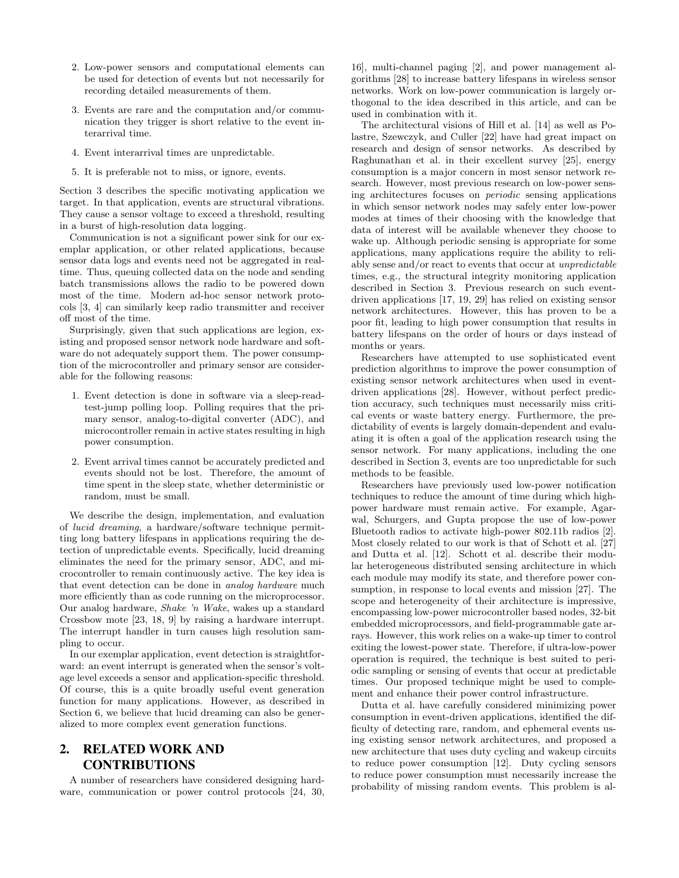2. Low-power sensors and computational elements can be used for detection of events but not necessarily for recording detailed measurements of them.

3. Events are rare and the computation and/or communication they trigger is short relative to the event interarrival time.

4. Event interarrival times are unpredictable.

5. It is preferable not to miss, or ignore, events.

Section 3 describes the specific motivating application we target. In that application, events are structural vibrations. They cause a sensor voltage to exceed a threshold, resulting in a burst of high-resolution data logging.

Communication is not a significant power sink for our exemplar application, or other related applications, because sensor data logs and events need not be aggregated in real-time. Thus, queuing collected data on the node and sending batch transmissions allows the radio to be powered down most of the time. Modern ad-hoc sensor network protocols [3, 4] can similarly keep radio transmitter and receiver off most of the time.

Surprisingly, given that such applications are legion, existing and proposed sensor network node hardware and software do not adequately support them. The power consumption of the microcontroller and primary sensor are considerable for the following reasons:

1. Event detection is done in software via a sleep-read-test-jump polling loop. Polling requires that the primary sensor, analog-to-digital converter (ADC), and microcontroller remain in active states resulting in high power consumption.

2. Event arrival times cannot be accurately predicted and events should not be lost. Therefore, the amount of time spent in the sleep state, whether deterministic or random, must be small.

We describe the design, implementation, and evaluation of *lucid dreaming*, a hardware/software technique permitting long battery lifespans in applications requiring the detection of unpredictable events. Specifically, lucid dreaming eliminates the need for the primary sensor, ADC, and microcontroller to remain continuously active. The key idea is that event detection can be done in *analog hardware* much more efficiently than as code running on the microprocessor. Our analog hardware, *Shake 'n Wake*, wakes up a standard Crossbow mote [23, 18, 9] by raising a hardware interrupt. The interrupt handler in turn causes high resolution sampling to occur.

In our exemplar application, event detection is straightforward: an event interrupt is generated when the sensor's voltage level exceeds a sensor and application-specific threshold. Of course, this is a quite broadly useful event generation function for many applications. However, as described in Section 6, we believe that lucid dreaming can also be generalized to more complex event generation functions.

## 2. RELATED WORK AND CONTRIBUTIONS

A number of researchers have considered designing hardware, communication or power control protocols [24, 30, 16], multi-channel paging [2], and power management algorithms [28] to increase battery lifespans in wireless sensor networks. Work on low-power communication is largely orthogonal to the idea described in this article, and can be used in combination with it.

The architectural visions of Hill et al. [14] as well as Polastre, Szewczyk, and Culler [22] have had great impact on research and design of sensor networks. As described by Raghunathan et al. in their excellent survey [25], energy consumption is a major concern in most sensor network research. However, most previous research on low-power sensing architectures focuses on *periodic* sensing applications in which sensor network nodes may safely enter low-power modes at times of their choosing with the knowledge that data of interest will be available whenever they choose to wake up. Although periodic sensing is appropriate for some applications, many applications require the ability to reliably sense and/or react to events that occur at *unpredictable* times, e.g., the structural integrity monitoring application described in Section 3. Previous research on such event-driven applications [17, 19, 29] has relied on existing sensor network architectures. However, this has proven to be a poor fit, leading to high power consumption that results in battery lifespans on the order of hours or days instead of months or years.

Researchers have attempted to use sophisticated event prediction algorithms to improve the power consumption of existing sensor network architectures when used in event-driven applications [28]. However, without perfect prediction accuracy, such techniques must necessarily miss critical events or waste battery energy. Furthermore, the predictability of events is largely domain-dependent and evaluating it is often a goal of the application research using the sensor network. For many applications, including the one described in Section 3, events are too unpredictable for such methods to be feasible.

Researchers have previously used low-power notification techniques to reduce the amount of time during which high-power hardware must remain active. For example, Agarwal, Schurgers, and Gupta propose the use of low-power Bluetooth radios to activate high-power 802.11b radios [2]. Most closely related to our work is that of Schott et al. [27] and Dutta et al. [12]. Schott et al. describe their modular heterogeneous distributed sensing architecture in which each module may modify its state, and therefore power consumption, in response to local events and mission [27]. The scope and heterogeneity of their architecture is impressive, encompassing low-power microcontroller based nodes, 32-bit embedded microprocessors, and field-programmable gate arrays. However, this work relies on a wake-up timer to control exiting the lowest-power state. Therefore, if ultra-low-power operation is required, the technique is best suited to periodic sampling or sensing of events that occur at predictable times. Our proposed technique might be used to complement and enhance their power control infrastructure.

Dutta et al. have carefully considered minimizing power consumption in event-driven applications, identified the difficulty of detecting rare, random, and ephemeral events using existing sensor network architectures, and proposed a new architecture that uses duty cycling and wakeup circuits to reduce power consumption [12]. Duty cycling sensors to reduce power consumption must necessarily increase the probability of missing random events. This problem is al-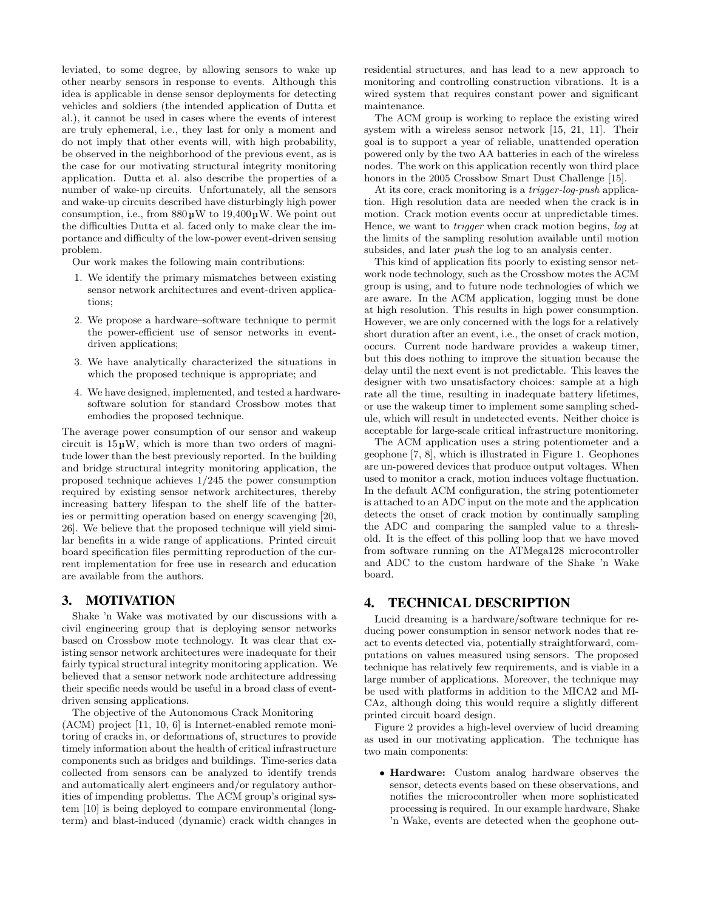leviated, to some degree, by allowing sensors to wake up other nearby sensors in response to events. Although this idea is applicable in dense sensor deployments for detecting vehicles and soldiers (the intended application of Dutta et al.), it cannot be used in cases where the events of interest are truly ephemeral, i.e., they last for only a moment and do not imply that other events will, with high probability, be observed in the neighborhood of the previous event, as is the case for our motivating structural integrity monitoring application. Dutta et al. also describe the properties of a number of wake-up circuits. Unfortunately, all the sensors and wake-up circuits described have disturbingly high power consumption, i.e., from 880 µW to 19,400 µW. We point out the difficulties Dutta et al. faced only to make clear the importance and difficulty of the low-power event-driven sensing problem.

Our work makes the following main contributions:

1. We identify the primary mismatches between existing sensor network architectures and event-driven applications;
2. We propose a hardware–software technique to permit the power-efficient use of sensor networks in event-driven applications;
3. We have analytically characterized the situations in which the proposed technique is appropriate; and
4. We have designed, implemented, and tested a hardware-software solution for standard Crossbow motes that embodies the proposed technique.

The average power consumption of our sensor and wakeup circuit is 15 µW, which is more than two orders of magnitude lower than the best previously reported. In the building and bridge structural integrity monitoring application, the proposed technique achieves 1/245 the power consumption required by existing sensor network architectures, thereby increasing battery lifespan to the shelf life of the batteries or permitting operation based on energy scavenging [20, 26]. We believe that the proposed technique will yield similar benefits in a wide range of applications. Printed circuit board specification files permitting reproduction of the current implementation for free use in research and education are available from the authors.

## 3. MOTIVATION

Shake 'n Wake was motivated by our discussions with a civil engineering group that is deploying sensor networks based on Crossbow mote technology. It was clear that existing sensor network architectures were inadequate for their fairly typical structural integrity monitoring application. We believed that a sensor network node architecture addressing their specific needs would be useful in a broad class of event-driven sensing applications.

The objective of the Autonomous Crack Monitoring (ACM) project [11, 10, 6] is Internet-enabled remote monitoring of cracks in, or deformations of, structures to provide timely information about the health of critical infrastructure components such as bridges and buildings. Time-series data collected from sensors can be analyzed to identify trends and automatically alert engineers and/or regulatory authorities of impending problems. The ACM group's original system [10] is being deployed to compare environmental (long-term) and blast-induced (dynamic) crack width changes in residential structures, and has lead to a new approach to monitoring and controlling construction vibrations. It is a wired system that requires constant power and significant maintenance.

The ACM group is working to replace the existing wired system with a wireless sensor network [15, 21, 11]. Their goal is to support a year of reliable, unattended operation powered only by the two AA batteries in each of the wireless nodes. The work on this application recently won third place honors in the 2005 Crossbow Smart Dust Challenge [15].

At its core, crack monitoring is a *trigger-log-push* application. High resolution data are needed when the crack is in motion. Crack motion events occur at unpredictable times. Hence, we want to *trigger* when crack motion begins, *log* at the limits of the sampling resolution available until motion subsides, and later *push* the log to an analysis center.

This kind of application fits poorly to existing sensor network node technology, such as the Crossbow motes the ACM group is using, and to future node technologies of which we are aware. In the ACM application, logging must be done at high resolution. This results in high power consumption. However, we are only concerned with the logs for a relatively short duration after an event, i.e., the onset of crack motion, occurs. Current node hardware provides a wakeup timer, but this does nothing to improve the situation because the delay until the next event is not predictable. This leaves the designer with two unsatisfactory choices: sample at a high rate all the time, resulting in inadequate battery lifetimes, or use the wakeup timer to implement some sampling schedule, which will result in undetected events. Neither choice is acceptable for large-scale critical infrastructure monitoring.

The ACM application uses a string potentiometer and a geophone [7, 8], which is illustrated in Figure 1. Geophones are un-powered devices that produce output voltages. When used to monitor a crack, motion induces voltage fluctuation. In the default ACM configuration, the string potentiometer is attached to an ADC input on the mote and the application detects the onset of crack motion by continually sampling the ADC and comparing the sampled value to a threshold. It is the effect of this polling loop that we have moved from software running on the ATMega128 microcontroller and ADC to the custom hardware of the Shake 'n Wake board.

## 4. TECHNICAL DESCRIPTION

Lucid dreaming is a hardware/software technique for reducing power consumption in sensor network nodes that react to events detected via, potentially straightforward, computations on values measured using sensors. The proposed technique has relatively few requirements, and is viable in a large number of applications. Moreover, the technique may be used with platforms in addition to the MICA2 and MICAz, although doing this would require a slightly different printed circuit board design.

Figure 2 provides a high-level overview of lucid dreaming as used in our motivating application. The technique has two main components:

- **Hardware:** Custom analog hardware observes the sensor, detects events based on these observations, and notifies the microcontroller when more sophisticated processing is required. In our example hardware, Shake 'n Wake, events are detected when the geophone out-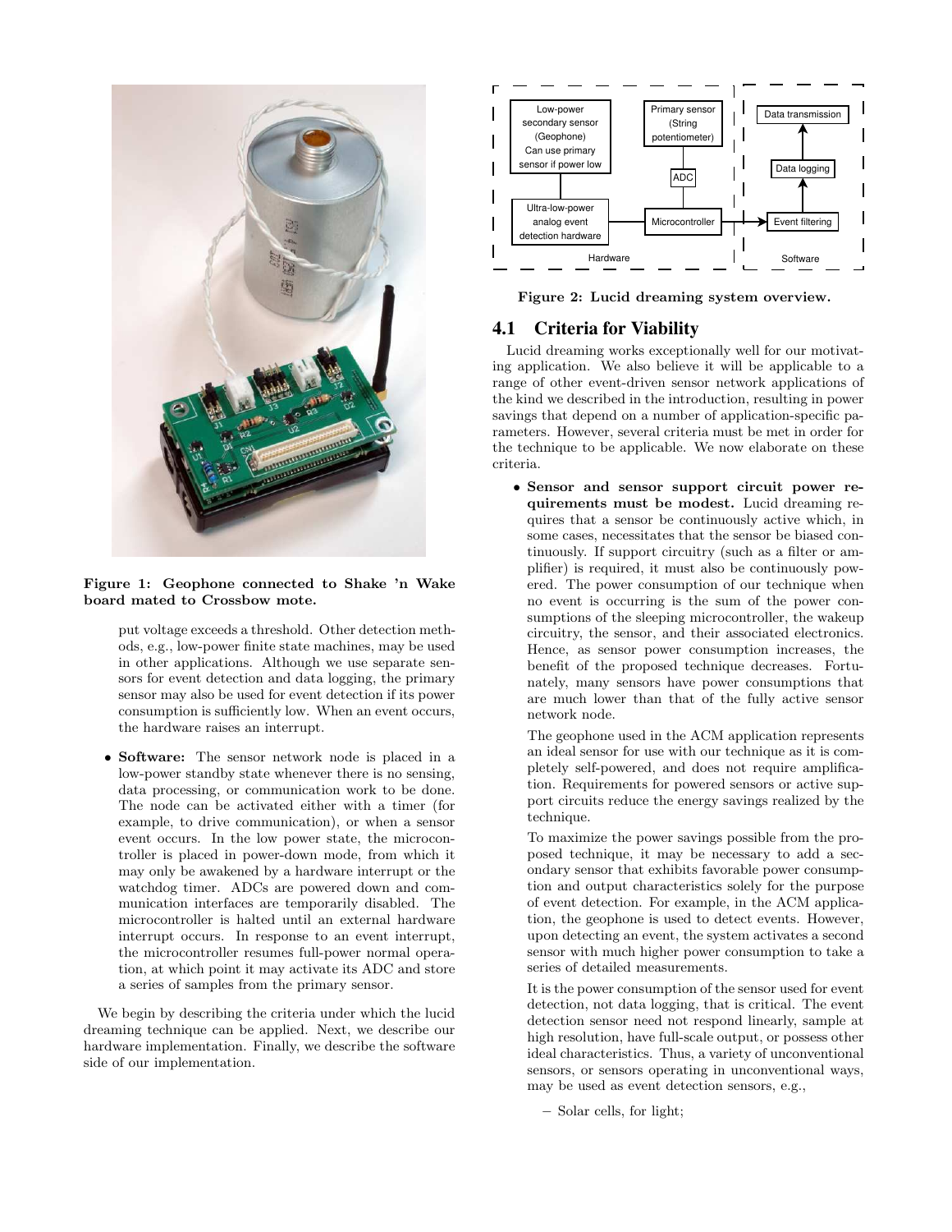Figure 1: Geophone connected to Shake 'n Wake board mated to Crossbow mote.

put voltage exceeds a threshold. Other detection methods, e.g., low-power finite state machines, may be used in other applications. Although we use separate sensors for event detection and data logging, the primary sensor may also be used for event detection if its power consumption is sufficiently low. When an event occurs, the hardware raises an interrupt.

- **Software:** The sensor network node is placed in a low-power standby state whenever there is no sensing, data processing, or communication work to be done. The node can be activated either with a timer (for example, to drive communication), or when a sensor event occurs. In the low power state, the microcontroller is placed in power-down mode, from which it may only be awakened by a hardware interrupt or the watchdog timer. ADCs are powered down and communication interfaces are temporarily disabled. The microcontroller is halted until an external hardware interrupt occurs. In response to an event interrupt, the microcontroller resumes full-power normal operation, at which point it may activate its ADC and store a series of samples from the primary sensor.

We begin by describing the criteria under which the lucid dreaming technique can be applied. Next, we describe our hardware implementation. Finally, we describe the software side of our implementation.

Figure 2: Lucid dreaming system overview.

## 4.1 Criteria for Viability

Lucid dreaming works exceptionally well for our motivating application. We also believe it will be applicable to a range of other event-driven sensor network applications of the kind we described in the introduction, resulting in power savings that depend on a number of application-specific parameters. However, several criteria must be met in order for the technique to be applicable. We now elaborate on these criteria.

- **Sensor and sensor support circuit power requirements must be modest.** Lucid dreaming requires that a sensor be continuously active which, in some cases, necessitates that the sensor be biased continuously. If support circuitry (such as a filter or amplifier) is required, it must also be continuously powered. The power consumption of our technique when no event is occurring is the sum of the power consumptions of the sleeping microcontroller, the wakeup circuitry, the sensor, and their associated electronics. Hence, as sensor power consumption increases, the benefit of the proposed technique decreases. Fortunately, many sensors have power consumptions that are much lower than that of the fully active sensor network node.

  The geophone used in the ACM application represents an ideal sensor for use with our technique as it is completely self-powered, and does not require amplification. Requirements for powered sensors or active support circuits reduce the energy savings realized by the technique.

  To maximize the power savings possible from the proposed technique, it may be necessary to add a secondary sensor that exhibits favorable power consumption and output characteristics solely for the purpose of event detection. For example, in the ACM application, the geophone is used to detect events. However, upon detecting an event, the system activates a second sensor with much higher power consumption to take a series of detailed measurements.

  It is the power consumption of the sensor used for event detection, not data logging, that is critical. The event detection sensor need not respond linearly, sample at high resolution, have full-scale output, or possess other ideal characteristics. Thus, a variety of unconventional sensors, or sensors operating in unconventional ways, may be used as event detection sensors, e.g.,

  - Solar cells, for light;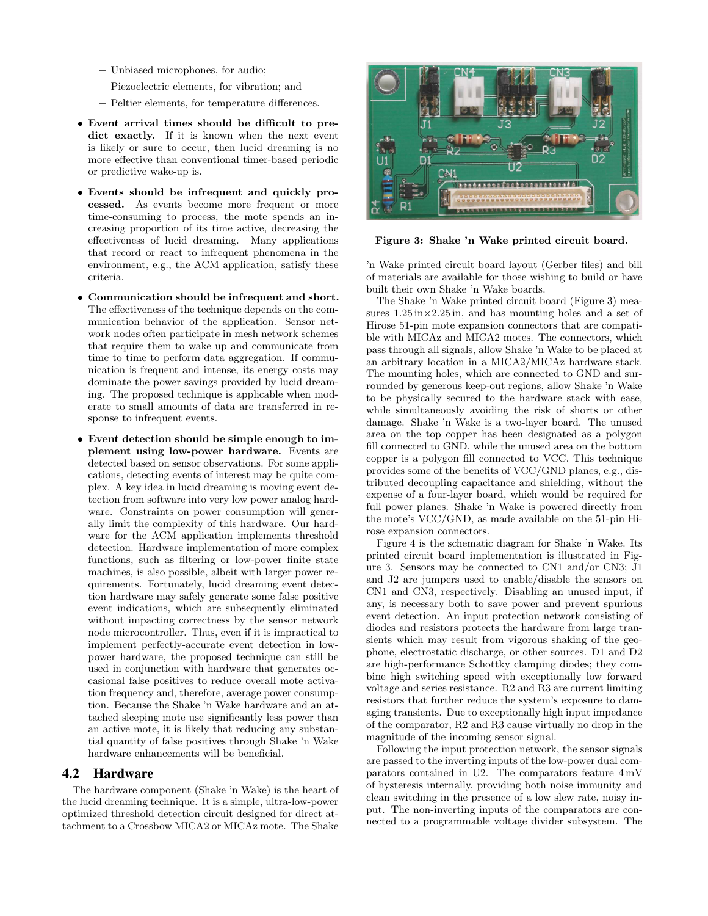- Unbiased microphones, for audio;
- Piezoelectric elements, for vibration; and
- Peltier elements, for temperature differences.

- **Event arrival times should be difficult to predict exactly.** If it is known when the next event is likely or sure to occur, then lucid dreaming is no more effective than conventional timer-based periodic or predictive wake-up is.

- **Events should be infrequent and quickly processed.** As events become more frequent or more time-consuming to process, the mote spends an increasing proportion of its time active, decreasing the effectiveness of lucid dreaming. Many applications that record or react to infrequent phenomena in the environment, e.g., the ACM application, satisfy these criteria.

- **Communication should be infrequent and short.** The effectiveness of the technique depends on the communication behavior of the application. Sensor network nodes often participate in mesh network schemes that require them to wake up and communicate from time to time to perform data aggregation. If communication is frequent and intense, its energy costs may dominate the power savings provided by lucid dreaming. The proposed technique is applicable when moderate to small amounts of data are transferred in response to infrequent events.

- **Event detection should be simple enough to implement using low-power hardware.** Events are detected based on sensor observations. For some applications, detecting events of interest may be quite complex. A key idea in lucid dreaming is moving event detection from software into very low power analog hardware. Constraints on power consumption will generally limit the complexity of this hardware. Our hardware for the ACM application implements threshold detection. Hardware implementation of more complex functions, such as filtering or low-power finite state machines, is also possible, albeit with larger power requirements. Fortunately, lucid dreaming event detection hardware may safely generate some false positive event indications, which are subsequently eliminated without impacting correctness by the sensor network node microcontroller. Thus, even if it is impractical to implement perfectly-accurate event detection in low-power hardware, the proposed technique can still be used in conjunction with hardware that generates occasional false positives to reduce overall mote activation frequency and, therefore, average power consumption. Because the Shake 'n Wake hardware and an attached sleeping mote use significantly less power than an active mote, it is likely that reducing any substantial quantity of false positives through Shake 'n Wake hardware enhancements will be beneficial.

## 4.2 Hardware

The hardware component (Shake 'n Wake) is the heart of the lucid dreaming technique. It is a simple, ultra-low-power optimized threshold detection circuit designed for direct attachment to a Crossbow MICA2 or MICAz mote. The Shake 'n Wake printed circuit board layout (Gerber files) and bill of materials are available for those wishing to build or have built their own Shake 'n Wake boards.

**Figure 3: Shake 'n Wake printed circuit board.**

The Shake 'n Wake printed circuit board (Figure 3) measures 1.25 in×2.25 in, and has mounting holes and a set of Hirose 51-pin mote expansion connectors that are compatible with MICAz and MICA2 motes. The connectors, which pass through all signals, allow Shake 'n Wake to be placed at an arbitrary location in a MICA2/MICAz hardware stack. The mounting holes, which are connected to GND and surrounded by generous keep-out regions, allow Shake 'n Wake to be physically secured to the hardware stack with ease, while simultaneously avoiding the risk of shorts or other damage. Shake 'n Wake is a two-layer board. The unused area on the top copper has been designated as a polygon fill connected to GND, while the unused area on the bottom copper is a polygon fill connected to VCC. This technique provides some of the benefits of VCC/GND planes, e.g., distributed decoupling capacitance and shielding, without the expense of a four-layer board, which would be required for full power planes. Shake 'n Wake is powered directly from the mote's VCC/GND, as made available on the 51-pin Hirose expansion connectors.

Figure 4 is the schematic diagram for Shake 'n Wake. Its printed circuit board implementation is illustrated in Figure 3. Sensors may be connected to CN1 and/or CN3; J1 and J2 are jumpers used to enable/disable the sensors on CN1 and CN3, respectively. Disabling an unused input, if any, is necessary both to save power and prevent spurious event detection. An input protection network consisting of diodes and resistors protects the hardware from large transients which may result from vigorous shaking of the geophone, electrostatic discharge, or other sources. D1 and D2 are high-performance Schottky clamping diodes; they combine high switching speed with exceptionally low forward voltage and series resistance. R2 and R3 are current limiting resistors that further reduce the system's exposure to damaging transients. Due to exceptionally high input impedance of the comparator, R2 and R3 cause virtually no drop in the magnitude of the incoming sensor signal.

Following the input protection network, the sensor signals are passed to the inverting inputs of the low-power dual comparators contained in U2. The comparators feature 4 mV of hysteresis internally, providing both noise immunity and clean switching in the presence of a low slew rate, noisy input. The non-inverting inputs of the comparators are connected to a programmable voltage divider subsystem. The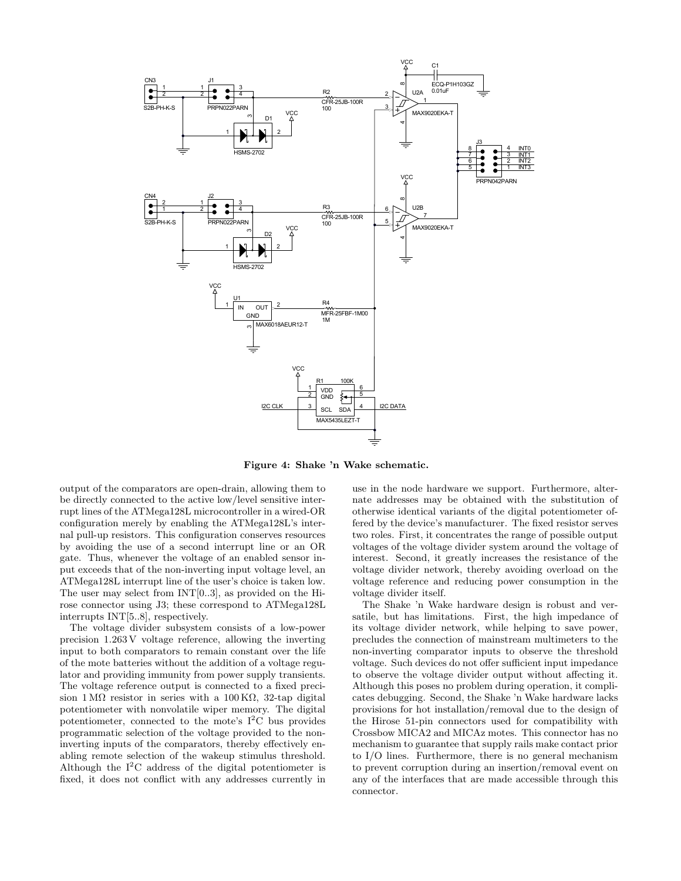**Figure 4: Shake 'n Wake schematic.**

output of the comparators are open-drain, allowing them to be directly connected to the active low/level sensitive interrupt lines of the ATMega128L microcontroller in a wired-OR configuration merely by enabling the ATMega128L's internal pull-up resistors. This configuration conserves resources by avoiding the use of a second interrupt line or an OR gate. Thus, whenever the voltage of an enabled sensor input exceeds that of the non-inverting input voltage level, an ATMega128L interrupt line of the user's choice is taken low. The user may select from INT[0..3], as provided on the Hirose connector using J3; these correspond to ATMega128L interrupts INT[5..8], respectively.

The voltage divider subsystem consists of a low-power precision 1.263 V voltage reference, allowing the inverting input to both comparators to remain constant over the life of the mote batteries without the addition of a voltage regulator and providing immunity from power supply transients. The voltage reference output is connected to a fixed precision 1 MΩ resistor in series with a 100 KΩ, 32-tap digital potentiometer with nonvolatile wiper memory. The digital potentiometer, connected to the mote's $I^2C$ bus provides programmatic selection of the voltage provided to the non-inverting inputs of the comparators, thereby effectively enabling remote selection of the wakeup stimulus threshold. Although the $I^2C$ address of the digital potentiometer is fixed, it does not conflict with any addresses currently in use in the node hardware we support. Furthermore, alternate addresses may be obtained with the substitution of otherwise identical variants of the digital potentiometer offered by the device's manufacturer. The fixed resistor serves two roles. First, it concentrates the range of possible output voltages of the voltage divider system around the voltage of interest. Second, it greatly increases the resistance of the voltage divider network, thereby avoiding overload on the voltage reference and reducing power consumption in the voltage divider itself.

The Shake 'n Wake hardware design is robust and versatile, but has limitations. First, the high impedance of its voltage divider network, while helping to save power, precludes the connection of mainstream multimeters to the non-inverting comparator inputs to observe the threshold voltage. Such devices do not offer sufficient input impedance to observe the voltage divider output without affecting it. Although this poses no problem during operation, it complicates debugging. Second, the Shake 'n Wake hardware lacks provisions for hot installation/removal due to the design of the Hirose 51-pin connectors used for compatibility with Crossbow MICA2 and MICAz motes. This connector has no mechanism to guarantee that supply rails make contact prior to I/O lines. Furthermore, there is no general mechanism to prevent corruption during an insertion/removal event on any of the interfaces that are made accessible through this connector.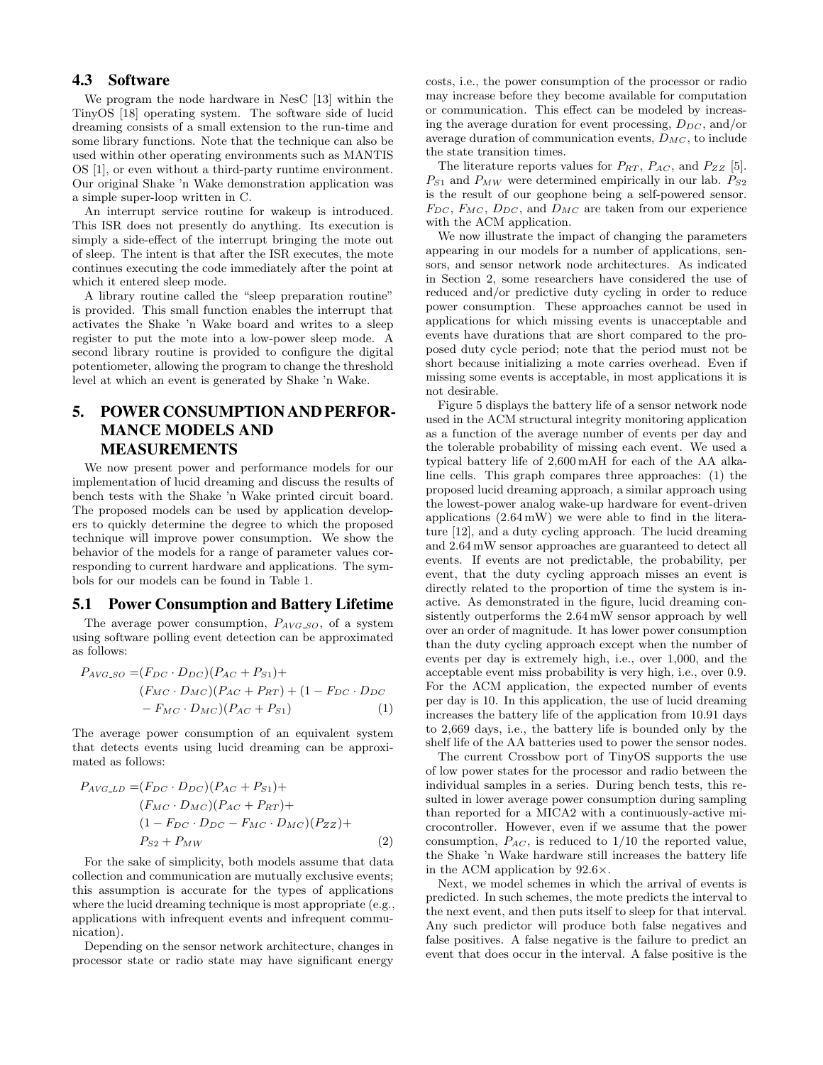### 4.3 Software

We program the node hardware in NesC [13] within the TinyOS [18] operating system. The software side of lucid dreaming consists of a small extension to the run-time and some library functions. Note that the technique can also be used within other operating environments such as MANTIS OS [1], or even without a third-party runtime environment. Our original Shake 'n Wake demonstration application was a simple super-loop written in C.

An interrupt service routine for wakeup is introduced. This ISR does not presently do anything. Its execution is simply a side-effect of the interrupt bringing the mote out of sleep. The intent is that after the ISR executes, the mote continues executing the code immediately after the point at which it entered sleep mode.

A library routine called the "sleep preparation routine" is provided. This small function enables the interrupt that activates the Shake 'n Wake board and writes to a sleep register to put the mote into a low-power sleep mode. A second library routine is provided to configure the digital potentiometer, allowing the program to change the threshold level at which an event is generated by Shake 'n Wake.

## 5. POWER CONSUMPTION AND PERFORMANCE MODELS AND MEASUREMENTS

We now present power and performance models for our implementation of lucid dreaming and discuss the results of bench tests with the Shake 'n Wake printed circuit board. The proposed models can be used by application developers to quickly determine the degree to which the proposed technique will improve power consumption. We show the behavior of the models for a range of parameter values corresponding to current hardware and applications. The symbols for our models can be found in Table 1.

### 5.1 Power Consumption and Battery Lifetime

The average power consumption, $P_{AVG\_SO}$, of a system using software polling event detection can be approximated as follows:

$$\begin{aligned}P_{AVG\_SO} =& (F_{DC} \cdot D_{DC})(P_{AC} + P_{S1}) + \\ & (F_{MC} \cdot D_{MC})(P_{AC} + P_{RT}) + (1 - F_{DC} \cdot D_{DC} \\ & - F_{MC} \cdot D_{MC})(P_{AC} + P_{S1}) \end{aligned} \quad (1)$$

The average power consumption of an equivalent system that detects events using lucid dreaming can be approximated as follows:

$$\begin{aligned}P_{AVG\_LD} =& (F_{DC} \cdot D_{DC})(P_{AC} + P_{S1}) + \\ & (F_{MC} \cdot D_{MC})(P_{AC} + P_{RT}) + \\ & (1 - F_{DC} \cdot D_{DC} - F_{MC} \cdot D_{MC})(P_{ZZ}) + \\ & P_{S2} + P_{MW} \end{aligned} \quad (2)$$

For the sake of simplicity, both models assume that data collection and communication are mutually exclusive events; this assumption is accurate for the types of applications where the lucid dreaming technique is most appropriate (e.g., applications with infrequent events and infrequent communication).

Depending on the sensor network architecture, changes in processor state or radio state may have significant energy costs, i.e., the power consumption of the processor or radio may increase before they become available for computation or communication. This effect can be modeled by increasing the average duration for event processing, $D_{DC}$, and/or average duration of communication events, $D_{MC}$, to include the state transition times.

The literature reports values for $P_{RT}$, $P_{AC}$, and $P_{ZZ}$ [5]. $P_{S1}$ and $P_{MW}$ were determined empirically in our lab. $P_{S2}$ is the result of our geophone being a self-powered sensor. $F_{DC}$, $F_{MC}$, $D_{DC}$, and $D_{MC}$ are taken from our experience with the ACM application.

We now illustrate the impact of changing the parameters appearing in our models for a number of applications, sensors, and sensor network node architectures. As indicated in Section 2, some researchers have considered the use of reduced and/or predictive duty cycling in order to reduce power consumption. These approaches cannot be used in applications for which missing events is unacceptable and events have durations that are short compared to the proposed duty cycle period; note that the period must not be short because initializing a mote carries overhead. Even if missing some events is acceptable, in most applications it is not desirable.

Figure 5 displays the battery life of a sensor network node used in the ACM structural integrity monitoring application as a function of the average number of events per day and the tolerable probability of missing each event. We used a typical battery life of 2,600 mAH for each of the AA alkaline cells. This graph compares three approaches: (1) the proposed lucid dreaming approach, a similar approach using the lowest-power analog wake-up hardware for event-driven applications (2.64 mW) we were able to find in the literature [12], and a duty cycling approach. The lucid dreaming and 2.64 mW sensor approaches are guaranteed to detect all events. If events are not predictable, the probability, per event, that the duty cycling approach misses an event is directly related to the proportion of time the system is inactive. As demonstrated in the figure, lucid dreaming consistently outperforms the 2.64 mW sensor approach by well over an order of magnitude. It has lower power consumption than the duty cycling approach except when the number of events per day is extremely high, i.e., over 1,000, and the acceptable event miss probability is very high, i.e., over 0.9. For the ACM application, the expected number of events per day is 10. In this application, the use of lucid dreaming increases the battery life of the application from 10.91 days to 2,669 days, i.e., the battery life is bounded only by the shelf life of the AA batteries used to power the sensor nodes.

The current Crossbow port of TinyOS supports the use of low power states for the processor and radio between the individual samples in a series. During bench tests, this resulted in lower average power consumption during sampling than reported for a MICA2 with a continuously-active microcontroller. However, even if we assume that the power consumption, $P_{AC}$, is reduced to 1/10 the reported value, the Shake 'n Wake hardware still increases the battery life in the ACM application by 92.6×.

Next, we model schemes in which the arrival of events is predicted. In such schemes, the mote predicts the interval to the next event, and then puts itself to sleep for that interval. Any such predictor will produce both false negatives and false positives. A false negative is the failure to predict an event that does occur in the interval. A false positive is the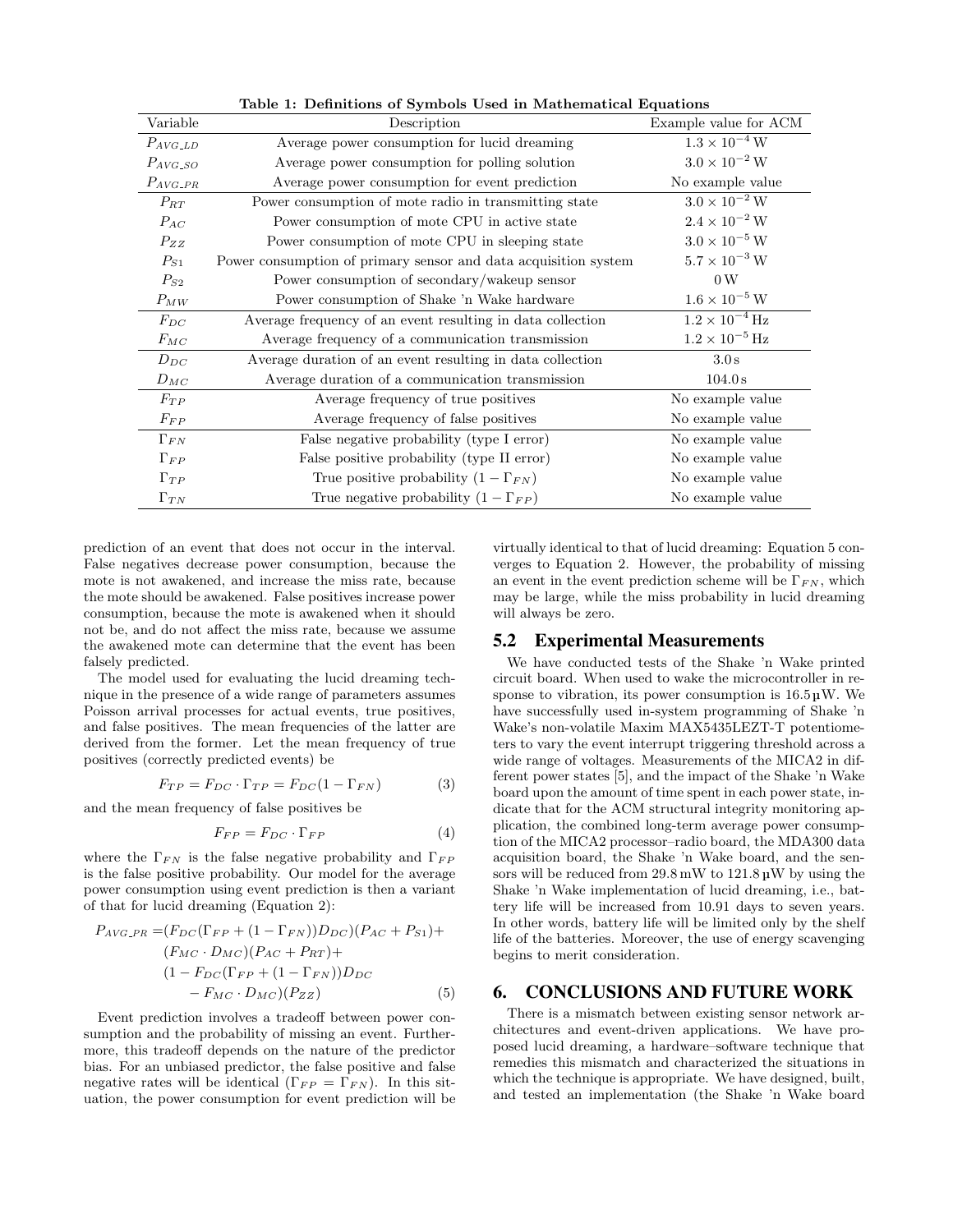**Table 1: Definitions of Symbols Used in Mathematical Equations**

| Variable | Description | Example value for ACM |
|---|---|---|
| $P_{AVG\_LD}$ | Average power consumption for lucid dreaming | $1.3 \times 10^{-4}$ W |
| $P_{AVG\_SO}$ | Average power consumption for polling solution | $3.0 \times 10^{-2}$ W |
| $P_{AVG\_PR}$ | Average power consumption for event prediction | No example value |
| $P_{RT}$ | Power consumption of mote radio in transmitting state | $3.0 \times 10^{-2}$ W |
| $P_{AC}$ | Power consumption of mote CPU in active state | $2.4 \times 10^{-2}$ W |
| $P_{ZZ}$ | Power consumption of mote CPU in sleeping state | $3.0 \times 10^{-5}$ W |
| $P_{S1}$ | Power consumption of primary sensor and data acquisition system | $5.7 \times 10^{-3}$ W |
| $P_{S2}$ | Power consumption of secondary/wakeup sensor | 0 W |
| $P_{MW}$ | Power consumption of Shake 'n Wake hardware | $1.6 \times 10^{-5}$ W |
| $F_{DC}$ | Average frequency of an event resulting in data collection | $1.2 \times 10^{-4}$ Hz |
| $F_{MC}$ | Average frequency of a communication transmission | $1.2 \times 10^{-5}$ Hz |
| $D_{DC}$ | Average duration of an event resulting in data collection | 3.0 s |
| $D_{MC}$ | Average duration of a communication transmission | 104.0 s |
| $F_{TP}$ | Average frequency of true positives | No example value |
| $F_{FP}$ | Average frequency of false positives | No example value |
| $\Gamma_{FN}$ | False negative probability (type I error) | No example value |
| $\Gamma_{FP}$ | False positive probability (type II error) | No example value |
| $\Gamma_{TP}$ | True positive probability $(1 - \Gamma_{FN})$ | No example value |
| $\Gamma_{TN}$ | True negative probability $(1 - \Gamma_{FP})$ | No example value |

prediction of an event that does not occur in the interval. False negatives decrease power consumption, because the mote is not awakened, and increase the miss rate, because the mote should be awakened. False positives increase power consumption, because the mote is awakened when it should not be, and do not affect the miss rate, because we assume the awakened mote can determine that the event has been falsely predicted.

The model used for evaluating the lucid dreaming technique in the presence of a wide range of parameters assumes Poisson arrival processes for actual events, true positives, and false positives. The mean frequencies of the latter are derived from the former. Let the mean frequency of true positives (correctly predicted events) be

$$F_{TP} = F_{DC} \cdot \Gamma_{TP} = F_{DC}(1 - \Gamma_{FN}) \tag{3}$$

and the mean frequency of false positives be

$$F_{FP} = F_{DC} \cdot \Gamma_{FP} \tag{4}$$

where the $\Gamma_{FN}$ is the false negative probability and $\Gamma_{FP}$ is the false positive probability. Our model for the average power consumption using event prediction is then a variant of that for lucid dreaming (Equation 2):

$$\begin{aligned}
P_{AVG\_PR} =& (F_{DC}(\Gamma_{FP} + (1 - \Gamma_{FN}))D_{DC})(P_{AC} + P_{S1}) + \\
& (F_{MC} \cdot D_{MC})(P_{AC} + P_{RT}) + \\
& (1 - F_{DC}(\Gamma_{FP} + (1 - \Gamma_{FN}))D_{DC} \\
& - F_{MC} \cdot D_{MC})(P_{ZZ})
\end{aligned} \tag{5}$$

Event prediction involves a tradeoff between power consumption and the probability of missing an event. Furthermore, this tradeoff depends on the nature of the predictor bias. For an unbiased predictor, the false positive and false negative rates will be identical ($\Gamma_{FP} = \Gamma_{FN}$). In this situation, the power consumption for event prediction will be virtually identical to that of lucid dreaming: Equation 5 converges to Equation 2. However, the probability of missing an event in the event prediction scheme will be $\Gamma_{FN}$, which may be large, while the miss probability in lucid dreaming will always be zero.

## 5.2 Experimental Measurements

We have conducted tests of the Shake 'n Wake printed circuit board. When used to wake the microcontroller in response to vibration, its power consumption is 16.5 µW. We have successfully used in-system programming of Shake 'n Wake's non-volatile Maxim MAX5435LEZT-T potentiometers to vary the event interrupt triggering threshold across a wide range of voltages. Measurements of the MICA2 in different power states [5], and the impact of the Shake 'n Wake board upon the amount of time spent in each power state, indicate that for the ACM structural integrity monitoring application, the combined long-term average power consumption of the MICA2 processor–radio board, the MDA300 data acquisition board, the Shake 'n Wake board, and the sensors will be reduced from 29.8 mW to 121.8 µW by using the Shake 'n Wake implementation of lucid dreaming, i.e., battery life will be increased from 10.91 days to seven years. In other words, battery life will be limited only by the shelf life of the batteries. Moreover, the use of energy scavenging begins to merit consideration.

# 6. CONCLUSIONS AND FUTURE WORK

There is a mismatch between existing sensor network architectures and event-driven applications. We have proposed lucid dreaming, a hardware–software technique that remedies this mismatch and characterized the situations in which the technique is appropriate. We have designed, built, and tested an implementation (the Shake 'n Wake board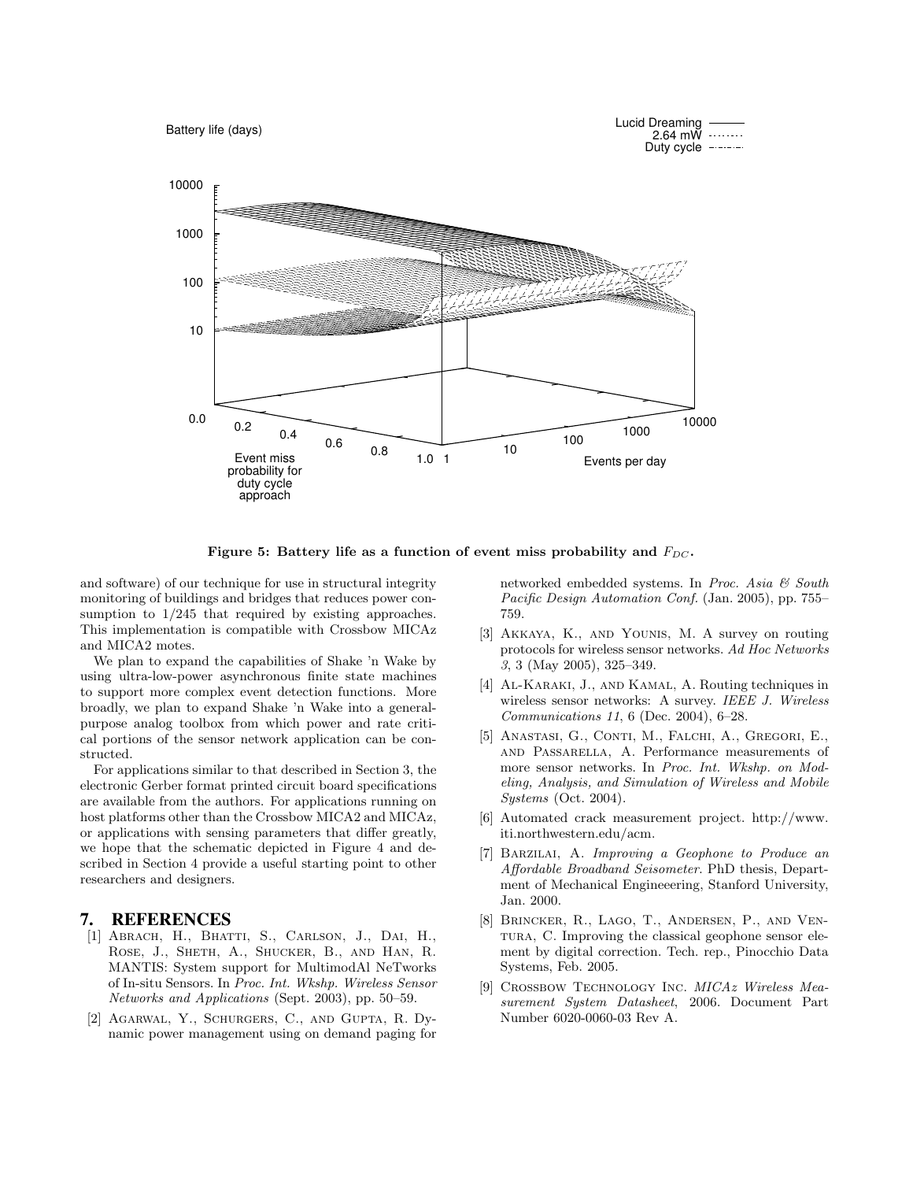Figure 5: Battery life as a function of event miss probability and $F_{DC}$.

and software) of our technique for use in structural integrity monitoring of buildings and bridges that reduces power consumption to 1/245 that required by existing approaches. This implementation is compatible with Crossbow MICAz and MICA2 motes.

We plan to expand the capabilities of Shake 'n Wake by using ultra-low-power asynchronous finite state machines to support more complex event detection functions. More broadly, we plan to expand Shake 'n Wake into a general-purpose analog toolbox from which power and rate critical portions of the sensor network application can be constructed.

For applications similar to that described in Section 3, the electronic Gerber format printed circuit board specifications are available from the authors. For applications running on host platforms other than the Crossbow MICA2 and MICAz, or applications with sensing parameters that differ greatly, we hope that the schematic depicted in Figure 4 and described in Section 4 provide a useful starting point to other researchers and designers.

## 7. REFERENCES

[1] Abrach, H., Bhatti, S., Carlson, J., Dai, H., Rose, J., Sheth, A., Shucker, B., and Han, R. MANTIS: System support for MultimodAl NeTworks of In-situ Sensors. In *Proc. Int. Wkshp. Wireless Sensor Networks and Applications* (Sept. 2003), pp. 50–59.

[2] Agarwal, Y., Schurgers, C., and Gupta, R. Dynamic power management using on demand paging for networked embedded systems. In *Proc. Asia & South Pacific Design Automation Conf.* (Jan. 2005), pp. 755–759.

[3] Akkaya, K., and Younis, M. A survey on routing protocols for wireless sensor networks. *Ad Hoc Networks 3*, 3 (May 2005), 325–349.

[4] Al-Karaki, J., and Kamal, A. Routing techniques in wireless sensor networks: A survey. *IEEE J. Wireless Communications 11*, 6 (Dec. 2004), 6–28.

[5] Anastasi, G., Conti, M., Falchi, A., Gregori, E., and Passarella, A. Performance measurements of more sensor networks. In *Proc. Int. Wkshp. on Modeling, Analysis, and Simulation of Wireless and Mobile Systems* (Oct. 2004).

[6] Automated crack measurement project. http://www.iti.northwestern.edu/acm.

[7] Barzilai, A. *Improving a Geophone to Produce an Affordable Broadband Seisometer*. PhD thesis, Department of Mechanical Engineeering, Stanford University, Jan. 2000.

[8] Brincker, R., Lago, T., Andersen, P., and Ventura, C. Improving the classical geophone sensor element by digital correction. Tech. rep., Pinocchio Data Systems, Feb. 2005.

[9] Crossbow Technology Inc. *MICAz Wireless Measurement System Datasheet*, 2006. Document Part Number 6020-0060-03 Rev A.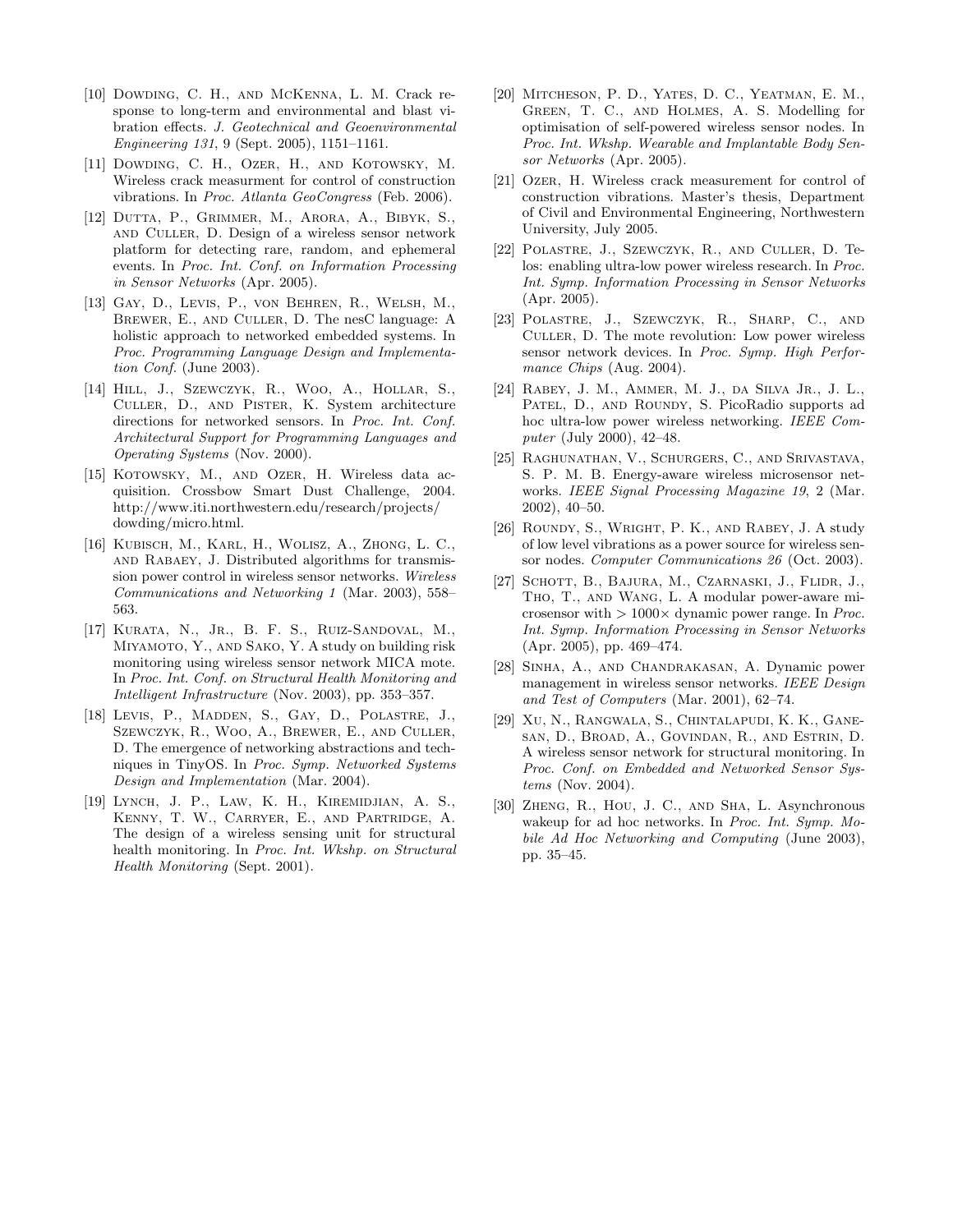[10] Dowding, C. H., and McKenna, L. M. Crack response to long-term and environmental and blast vibration effects. *J. Geotechnical and Geoenvironmental Engineering 131*, 9 (Sept. 2005), 1151–1161.

[11] Dowding, C. H., Ozer, H., and Kotowsky, M. Wireless crack measurment for control of construction vibrations. In *Proc. Atlanta GeoCongress* (Feb. 2006).

[12] Dutta, P., Grimmer, M., Arora, A., Bibyk, S., and Culler, D. Design of a wireless sensor network platform for detecting rare, random, and ephemeral events. In *Proc. Int. Conf. on Information Processing in Sensor Networks* (Apr. 2005).

[13] Gay, D., Levis, P., von Behren, R., Welsh, M., Brewer, E., and Culler, D. The nesC language: A holistic approach to networked embedded systems. In *Proc. Programming Language Design and Implementation Conf.* (June 2003).

[14] Hill, J., Szewczyk, R., Woo, A., Hollar, S., Culler, D., and Pister, K. System architecture directions for networked sensors. In *Proc. Int. Conf. Architectural Support for Programming Languages and Operating Systems* (Nov. 2000).

[15] Kotowsky, M., and Ozer, H. Wireless data acquisition. Crossbow Smart Dust Challenge, 2004. http://www.iti.northwestern.edu/research/projects/dowding/micro.html.

[16] Kubisch, M., Karl, H., Wolisz, A., Zhong, L. C., and Rabaey, J. Distributed algorithms for transmission power control in wireless sensor networks. *Wireless Communications and Networking 1* (Mar. 2003), 558–563.

[17] Kurata, N., Jr., B. F. S., Ruiz-Sandoval, M., Miyamoto, Y., and Sako, Y. A study on building risk monitoring using wireless sensor network MICA mote. In *Proc. Int. Conf. on Structural Health Monitoring and Intelligent Infrastructure* (Nov. 2003), pp. 353–357.

[18] Levis, P., Madden, S., Gay, D., Polastre, J., Szewczyk, R., Woo, A., Brewer, E., and Culler, D. The emergence of networking abstractions and techniques in TinyOS. In *Proc. Symp. Networked Systems Design and Implementation* (Mar. 2004).

[19] Lynch, J. P., Law, K. H., Kiremidjian, A. S., Kenny, T. W., Carryer, E., and Partridge, A. The design of a wireless sensing unit for structural health monitoring. In *Proc. Int. Wkshp. on Structural Health Monitoring* (Sept. 2001).

[20] Mitcheson, P. D., Yates, D. C., Yeatman, E. M., Green, T. C., and Holmes, A. S. Modelling for optimisation of self-powered wireless sensor nodes. In *Proc. Int. Wkshp. Wearable and Implantable Body Sensor Networks* (Apr. 2005).

[21] Ozer, H. Wireless crack measurement for control of construction vibrations. Master's thesis, Department of Civil and Environmental Engineering, Northwestern University, July 2005.

[22] Polastre, J., Szewczyk, R., and Culler, D. Telos: enabling ultra-low power wireless research. In *Proc. Int. Symp. Information Processing in Sensor Networks* (Apr. 2005).

[23] Polastre, J., Szewczyk, R., Sharp, C., and Culler, D. The mote revolution: Low power wireless sensor network devices. In *Proc. Symp. High Performance Chips* (Aug. 2004).

[24] Rabey, J. M., Ammer, M. J., da Silva Jr., J. L., Patel, D., and Roundy, S. PicoRadio supports ad hoc ultra-low power wireless networking. *IEEE Computer* (July 2000), 42–48.

[25] Raghunathan, V., Schurgers, C., and Srivastava, S. P. M. B. Energy-aware wireless microsensor networks. *IEEE Signal Processing Magazine 19*, 2 (Mar. 2002), 40–50.

[26] Roundy, S., Wright, P. K., and Rabey, J. A study of low level vibrations as a power source for wireless sensor nodes. *Computer Communications 26* (Oct. 2003).

[27] Schott, B., Bajura, M., Czarnaski, J., Flidr, J., Tho, T., and Wang, L. A modular power-aware microsensor with $> 1000\times$ dynamic power range. In *Proc. Int. Symp. Information Processing in Sensor Networks* (Apr. 2005), pp. 469–474.

[28] Sinha, A., and Chandrakasan, A. Dynamic power management in wireless sensor networks. *IEEE Design and Test of Computers* (Mar. 2001), 62–74.

[29] Xu, N., Rangwala, S., Chintalapudi, K. K., Ganesan, D., Broad, A., Govindan, R., and Estrin, D. A wireless sensor network for structural monitoring. In *Proc. Conf. on Embedded and Networked Sensor Systems* (Nov. 2004).

[30] Zheng, R., Hou, J. C., and Sha, L. Asynchronous wakeup for ad hoc networks. In *Proc. Int. Symp. Mobile Ad Hoc Networking and Computing* (June 2003), pp. 35–45.